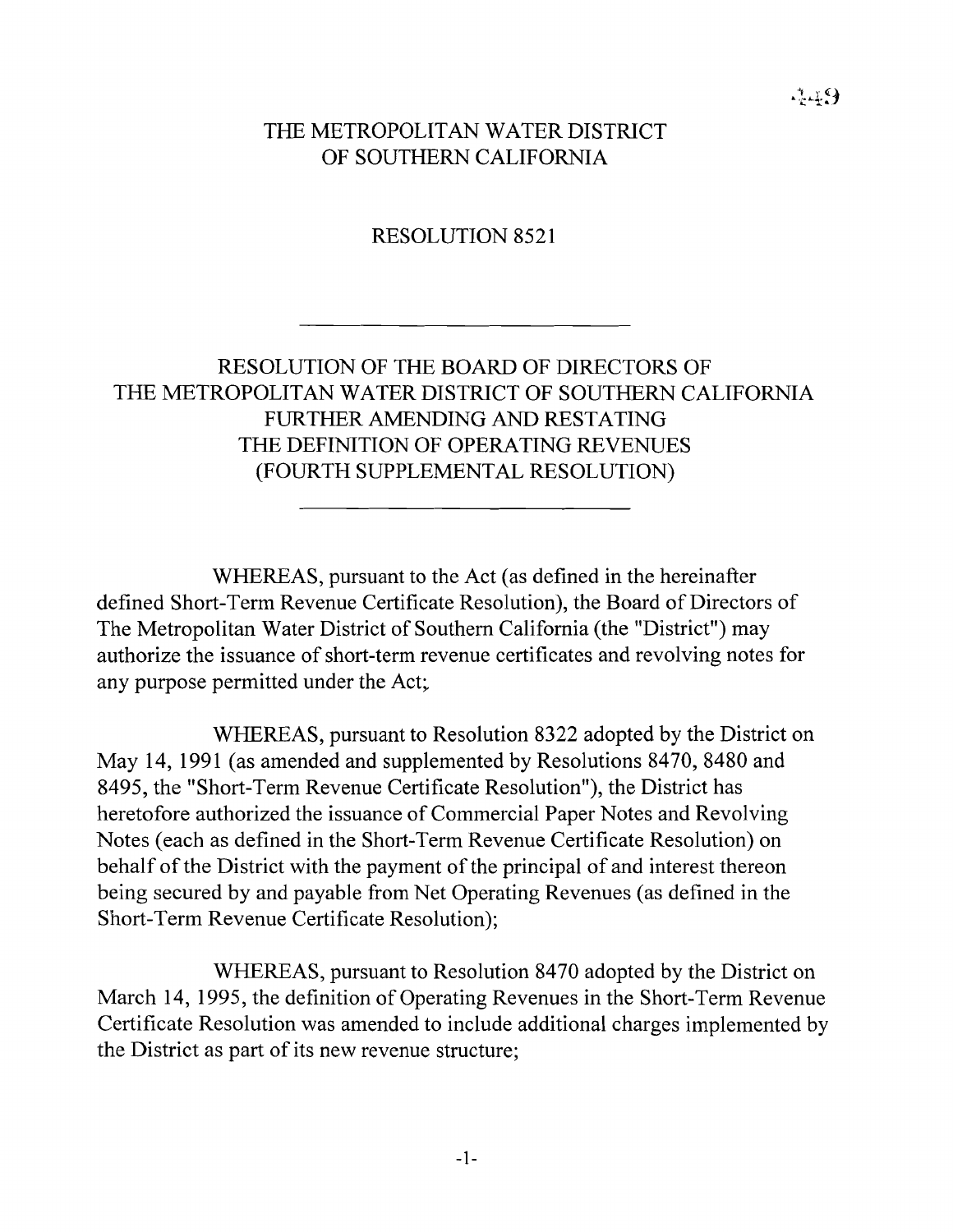# THE METROPOLITAN WATER DISTRICT OF SOUTHERN CALIFORNIA

## RESOLUTION 8521

---

## RESOLUTION OF THE BOARD OF DIRECTORS OF THE METROPOLITAN WATER DISTRICT OF SOUTHERN CALIFORNIA FURTHER AMENDING AND RESTATING THE DEFINITION OF OPERATING REVENUES (FOURTH SUPPLEMENTAL RESOLUTION)

---

WHEREAS, pursuant to the Act (as defined in the hereinafter defined Short-Term Revenue Certificate Resolution), the Board of Directors of The Metropolitan Water District of Southern California (the "District") may authorize the issuance of short-term revenue certificates and revolving notes for any purpose permitted under the Act;

WHEREAS, pursuant to Resolution 8322 adopted by the District on May 14, 1991 (as amended and supplemented by Resolutions 8470, 8480 and 8495, the "Short-Term Revenue Certificate Resolution"), the District has heretofore authorized the issuance of Commercial Paper Notes and Revolving Notes (each as defined in the Short-Term Revenue Certificate Resolution) on behalf of the District with the payment of the principal of and interest thereon being secured by and payable from Net Operating Revenues (as defined in the Short-Term Revenue Certificate Resolution);

WHEREAS, pursuant to Resolution 8470 adopted by the District on March 14, 1995, the definition of Operating Revenues in the Short-Term Revenue Certificate Resolution was amended to include additional charges implemented by the District as part of its new revenue structure;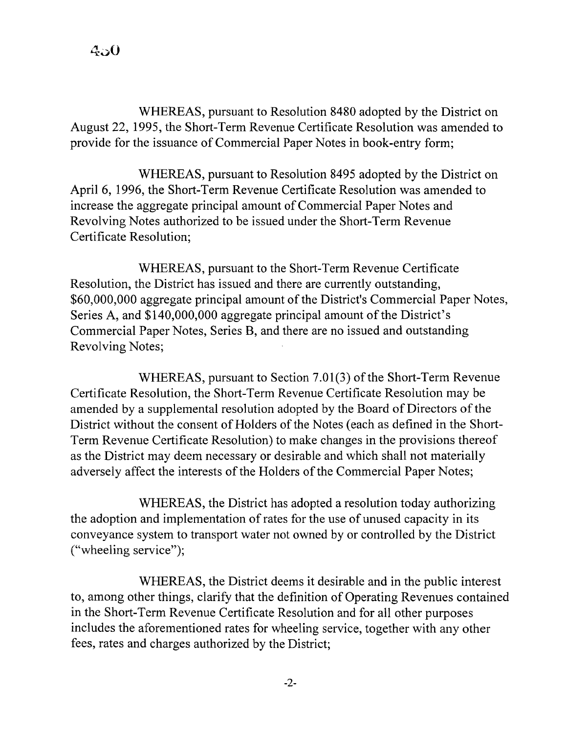WHEREAS, pursuant to Resolution 8480 adopted by the District on August 22, 1995, the Short-Term Revenue Certificate Resolution was amended to provide for the issuance of Commercial Paper Notes in book-entry form;

WHEREAS, pursuant to Resolution 8495 adopted by the District on April 6, 1996, the Short-Term Revenue Certificate Resolution was amended to increase the aggregate principal amount of Commercial Paper Notes and Revolving Notes authorized to be issued under the Short-Term Revenue Certificate Resolution;

WHEREAS, pursuant to the Short-Term Revenue Certificate Resolution, the District has issued and there are currently outstanding, $60,000,000 aggregate principal amount of the District's Commercial Paper Notes, Series A, and $140,000,000 aggregate principal amount of the District's Commercial Paper Notes, Series B, and there are no issued and outstanding Revolving Notes;

WHEREAS, pursuant to Section 7.01(3) of the Short-Term Revenue Certificate Resolution, the Short-Term Revenue Certificate Resolution may be amended by a supplemental resolution adopted by the Board of Directors of the District without the consent of Holders of the Notes (each as defined in the Short-Term Revenue Certificate Resolution) to make changes in the provisions thereof as the District may deem necessary or desirable and which shall not materially adversely affect the interests of the Holders of the Commercial Paper Notes;

WHEREAS, the District has adopted a resolution today authorizing the adoption and implementation of rates for the use of unused capacity in its conveyance system to transport water not owned by or controlled by the District ("wheeling service");

WHEREAS, the District deems it desirable and in the public interest to, among other things, clarify that the definition of Operating Revenues contained in the Short-Term Revenue Certificate Resolution and for all other purposes includes the aforementioned rates for wheeling service, together with any other fees, rates and charges authorized by the District;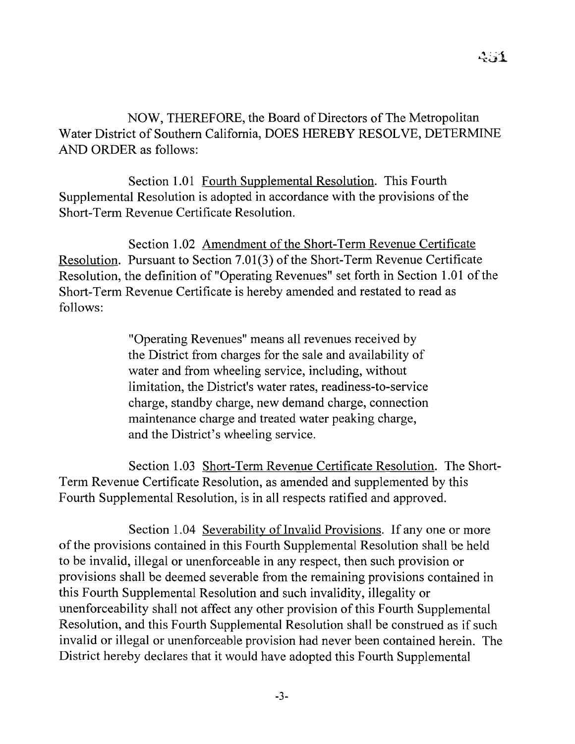NOW, THEREFORE, the Board of Directors of The Metropolitan Water District of Southern California, DOES HEREBY RESOLVE, DETERMINE AND ORDER as follows:

Section 1.01 Fourth Supplemental Resolution. This Fourth Supplemental Resolution is adopted in accordance with the provisions of the Short-Term Revenue Certificate Resolution.

Section 1.02 Amendment of the Short-Term Revenue Certificate Resolution. Pursuant to Section 7.01(3) of the Short-Term Revenue Certificate Resolution, the definition of "Operating Revenues" set forth in Section 1.01 of the Short-Term Revenue Certificate is hereby amended and restated to read as follows:

> "Operating Revenues" means all revenues received by the District from charges for the sale and availability of water and from wheeling service, including, without limitation, the District's water rates, readiness-to-service charge, standby charge, new demand charge, connection maintenance charge and treated water peaking charge, and the District's wheeling service.

Section 1.03 Short-Term Revenue Certificate Resolution. The Short-Term Revenue Certificate Resolution, as amended and supplemented by this Fourth Supplemental Resolution, is in all respects ratified and approved.

Section 1.04 Severability of Invalid Provisions. If any one or more of the provisions contained in this Fourth Supplemental Resolution shall be held to be invalid, illegal or unenforceable in any respect, then such provision or provisions shall be deemed severable from the remaining provisions contained in this Fourth Supplemental Resolution and such invalidity, illegality or unenforceability shall not affect any other provision of this Fourth Supplemental Resolution, and this Fourth Supplemental Resolution shall be construed as if such invalid or illegal or unenforceable provision had never been contained herein. The District hereby declares that it would have adopted this Fourth Supplemental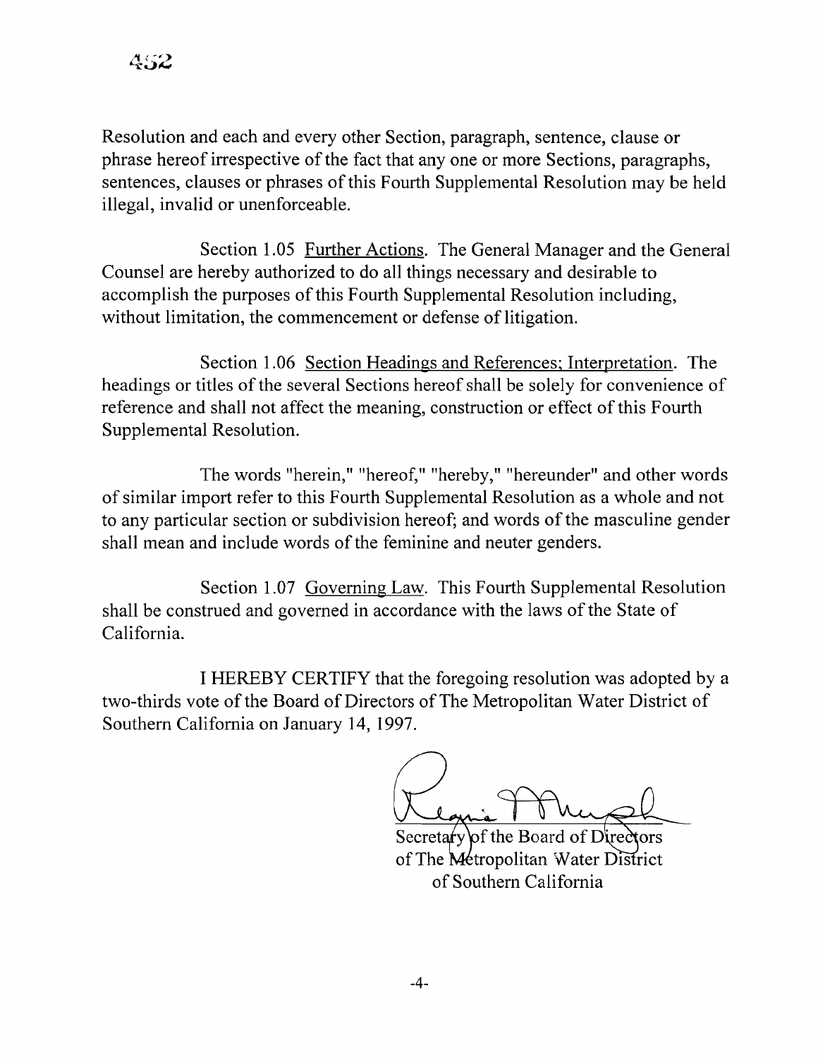Resolution and each and every other Section, paragraph, sentence, clause or phrase hereof irrespective of the fact that any one or more Sections, paragraphs, sentences, clauses or phrases of this Fourth Supplemental Resolution may be held illegal, invalid or unenforceable.

Section 1.05 Further Actions. The General Manager and the General Counsel are hereby authorized to do all things necessary and desirable to accomplish the purposes of this Fourth Supplemental Resolution including, without limitation, the commencement or defense of litigation.

Section 1.06 Section Headings and References; Interpretation. The headings or titles of the several Sections hereof shall be solely for convenience of reference and shall not affect the meaning, construction or effect of this Fourth Supplemental Resolution.

The words "herein," "hereof," "hereby," "hereunder" and other words of similar import refer to this Fourth Supplemental Resolution as a whole and not to any particular section or subdivision hereof; and words of the masculine gender shall mean and include words of the feminine and neuter genders.

Section 1.07 Governing Law. This Fourth Supplemental Resolution shall be construed and governed in accordance with the laws of the State of California.

I HEREBY CERTIFY that the foregoing resolution was adopted by a two-thirds vote of the Board of Directors of The Metropolitan Water District of Southern California on January 14, 1997.

Secretary of the Board of Directors
of The Metropolitan Water District
of Southern California